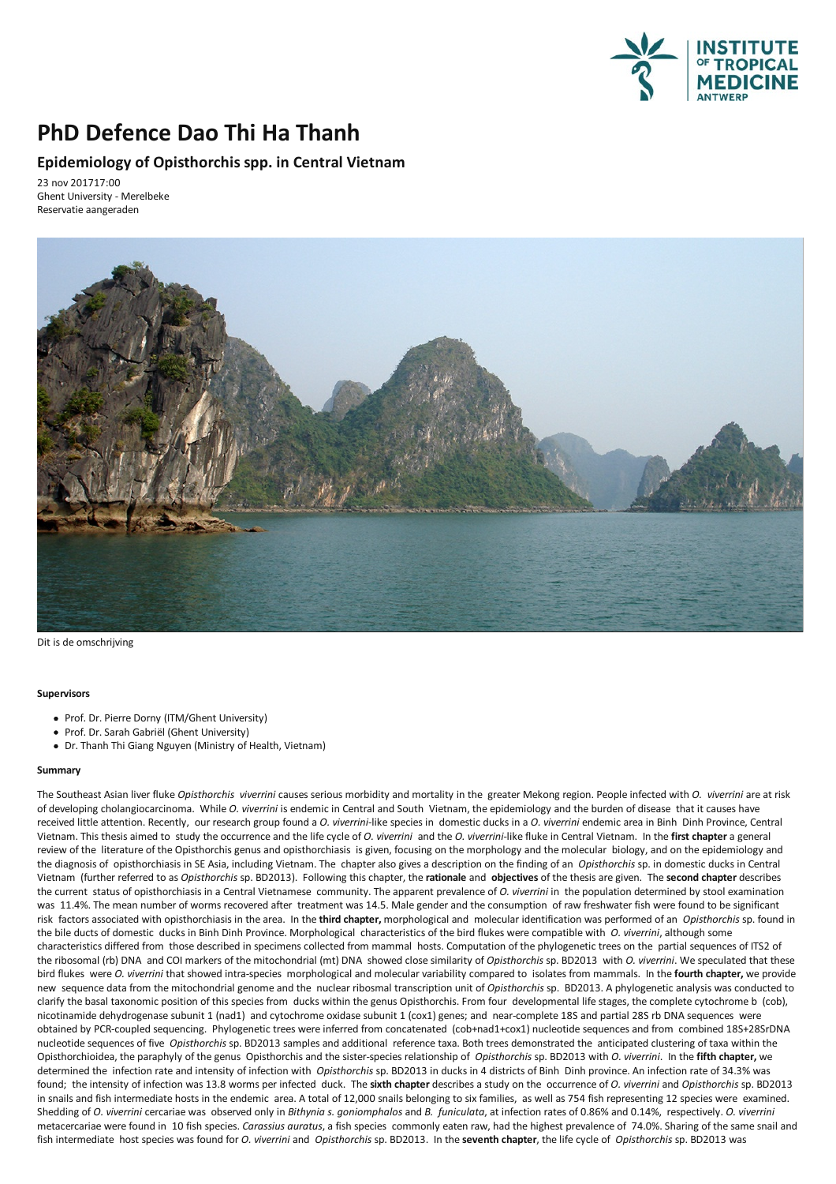# PHD Defence Dao Thi Ha Thanh

## Epidemiology of Opisthorchis spp. in Central Vietnam

23 nov 201717:00
Ghent University - Merelbeke
Reservatie aangeraden

Dit is de omschrijving

#### Supervisors

- Prof. Dr. Pierre Dorny (ITM/Ghent University)
- Prof. Dr. Sarah Gabriël (Ghent University)
- Dr. Thanh Thi Giang Nguyen (Ministry of Health, Vietnam)

#### Summary

The Southeast Asian liver fluke *Opisthorchis viverrini* causes serious morbidity and mortality in the greater Mekong region. People infected with *O. viverrini* are at risk of developing cholangiocarcinoma. While *O. viverrini* is endemic in Central and South Vietnam, the epidemiology and the burden of disease that it causes have received little attention. Recently, our research group found a *O. viverrini*-like species in domestic ducks in a *O. viverrini* endemic area in Binh Dinh Province, Central Vietnam. This thesis aimed to study the occurrence and the life cycle of *O. viverrini* and the *O. viverrini*-like fluke in Central Vietnam. In the **first chapter** a general review of the literature of the Opisthorchis genus and opisthorchiasis is given, focusing on the morphology and the molecular biology, and on the epidemiology and the diagnosis of opisthorchiasis in SE Asia, including Vietnam. The chapter also gives a description on the finding of an *Opisthorchis* sp. in domestic ducks in Central Vietnam (further referred to as *Opisthorchis* sp. BD2013). Following this chapter, the **rationale** and **objectives** of the thesis are given. The **second chapter** describes the current status of opisthorchiasis in a Central Vietnamese community. The apparent prevalence of *O. viverrini* in the population determined by stool examination was 11.4%. The mean number of worms recovered after treatment was 14.5. Male gender and the consumption of raw freshwater fish were found to be significant risk factors associated with opisthorchiasis in the area. In the **third chapter,** morphological and molecular identification was performed of an *Opisthorchis* sp. found in the bile ducts of domestic ducks in Binh Dinh Province. Morphological characteristics of the bird flukes were compatible with *O. viverrini*, although some characteristics differed from those described in specimens collected from mammal hosts. Computation of the phylogenetic trees on the partial sequences of ITS2 of the ribosomal (rb) DNA and COI markers of the mitochondrial (mt) DNA showed close similarity of *Opisthorchis* sp. BD2013 with *O. viverrini*. We speculated that these bird flukes were *O. viverrini* that showed intra-species morphological and molecular variability compared to isolates from mammals. In the **fourth chapter,** we provide new sequence data from the mitochondrial genome and the nuclear ribosomal transcription unit of *Opisthorchis* sp. BD2013. A phylogenetic analysis was conducted to clarify the basal taxonomic position of this species from ducks within the genus Opisthorchis. From four developmental life stages, the complete cytochrome b (cob), nicotinamide dehydrogenase subunit 1 (nad1) and cytochrome oxidase subunit 1 (cox1) genes; and near-complete 18S and partial 28S rb DNA sequences were obtained by PCR-coupled sequencing. Phylogenetic trees were inferred from concatenated (cob+nad1+cox1) nucleotide sequences and from combined 18S+28SrDNA nucleotide sequences of five *Opisthorchis* sp. BD2013 samples and additional reference taxa. Both trees demonstrated the anticipated clustering of taxa within the Opisthorchioidea, the paraphyly of the genus Opisthorchis and the sister-species relationship of *Opisthorchis* sp. BD2013 with *O. viverrini*. In the **fifth chapter,** we determined the infection rate and intensity of infection with *Opisthorchis* sp. BD2013 in ducks in 4 districts of Binh Dinh province. An infection rate of 34.3% was found; the intensity of infection was 13.8 worms per infected duck. The **sixth chapter** describes a study on the occurrence of *O. viverrini* and *Opisthorchis* sp. BD2013 in snails and fish intermediate hosts in the endemic area. A total of 12,000 snails belonging to six families, as well as 754 fish representing 12 species were examined. Shedding of *O. viverrini* cercariae was observed only in *Bithynia s. goniomphalos* and *B. funiculata*, at infection rates of 0.86% and 0.14%, respectively. *O. viverrini* metacercariae were found in 10 fish species. *Carassius auratus*, a fish species commonly eaten raw, had the highest prevalence of 74.0%. Sharing of the same snail and fish intermediate host species was found for *O. viverrini* and *Opisthorchis* sp. BD2013. In the **seventh chapter**, the life cycle of *Opisthorchis* sp. BD2013 was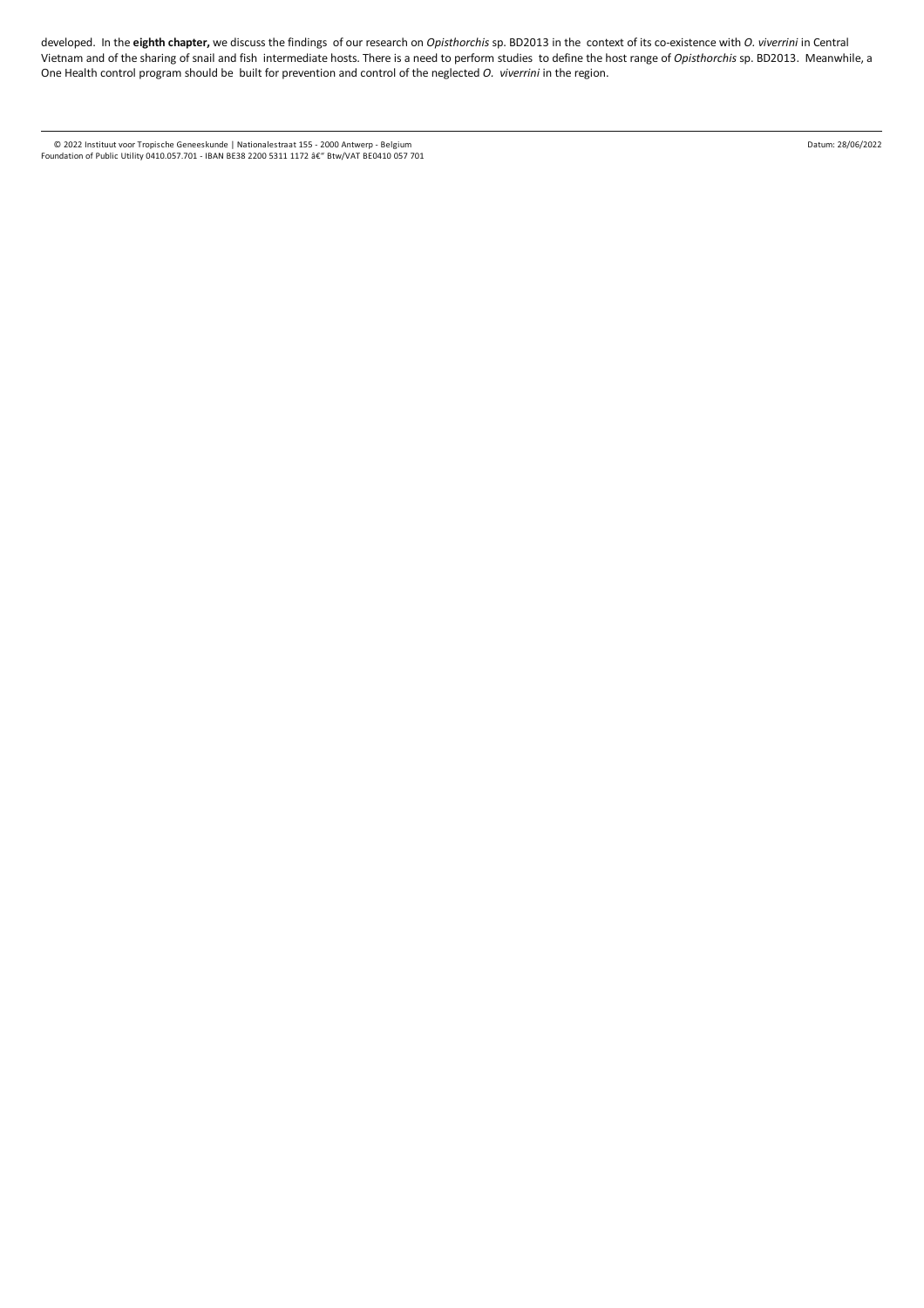developed. In the **eighth chapter,** we discuss the findings of our research on *Opisthorchis* sp. BD2013 in the context of its co-existence with *O. viverrini* in Central Vietnam and of the sharing of snail and fish intermediate hosts. There is a need to perform studies to define the host range of *Opisthorchis* sp. BD2013. Meanwhile, a One Health control program should be built for prevention and control of the neglected *O. viverrini* in the region.